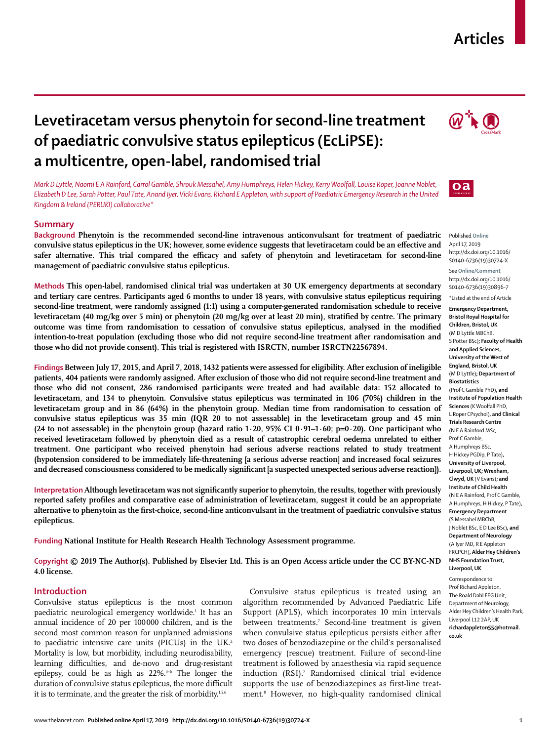# Levetiracetam versus phenytoin for second-line treatment of paediatric convulsive status epilepticus (EcLiPSE): a multicentre, open-label, randomised trial

*Mark D Lyttle, Naomi E A Rainford, Carrol Gamble, Shrouk Messahel, Amy Humphreys, Helen Hickey, Kerry Woolfall, Louise Roper, Joanne Noblet, Elizabeth D Lee, Sarah Potter, Paul Tate, Anand Iyer, Vicki Evans, Richard E Appleton, with support of Paediatric Emergency Research in the United Kingdom & Ireland (PERUKI) collaborative\**

## Summary

**Background** Phenytoin is the recommended second-line intravenous anticonvulsant for treatment of paediatric convulsive status epilepticus in the UK; however, some evidence suggests that levetiracetam could be an effective and safer alternative. This trial compared the efficacy and safety of phenytoin and levetiracetam for second-line management of paediatric convulsive status epilepticus.

**Methods** This open-label, randomised clinical trial was undertaken at 30 UK emergency departments at secondary and tertiary care centres. Participants aged 6 months to under 18 years, with convulsive status epilepticus requiring second-line treatment, were randomly assigned (1:1) using a computer-generated randomisation schedule to receive levetiracetam (40 mg/kg over 5 min) or phenytoin (20 mg/kg over at least 20 min), stratified by centre. The primary outcome was time from randomisation to cessation of convulsive status epilepticus, analysed in the modified intention-to-treat population (excluding those who did not require second-line treatment after randomisation and those who did not provide consent). This trial is registered with ISRCTN, number ISRCTN22567894.

**Findings** Between July 17, 2015, and April 7, 2018, 1432 patients were assessed for eligibility. After exclusion of ineligible patients, 404 patients were randomly assigned. After exclusion of those who did not require second-line treatment and those who did not consent, 286 randomised participants were treated and had available data: 152 allocated to levetiracetam, and 134 to phenytoin. Convulsive status epilepticus was terminated in 106 (70%) children in the levetiracetam group and in 86 (64%) in the phenytoin group. Median time from randomisation to cessation of convulsive status epilepticus was 35 min (IQR 20 to not assessable) in the levetiracetam group and 45 min (24 to not assessable) in the phenytoin group (hazard ratio 1·20, 95% CI 0·91–1·60; p=0·20). One participant who received levetiracetam followed by phenytoin died as a result of catastrophic cerebral oedema unrelated to either treatment. One participant who received phenytoin had serious adverse reactions related to study treatment (hypotension considered to be immediately life-threatening [a serious adverse reaction] and increased focal seizures and decreased consciousness considered to be medically significant [a suspected unexpected serious adverse reaction]).

**Interpretation** Although levetiracetam was not significantly superior to phenytoin, the results, together with previously reported safety profiles and comparative ease of administration of levetiracetam, suggest it could be an appropriate alternative to phenytoin as the first-choice, second-line anticonvulsant in the treatment of paediatric convulsive status epilepticus.

**Funding** National Institute for Health Research Health Technology Assessment programme.

**Copyright** © 2019 The Author(s). Published by Elsevier Ltd. This is an Open Access article under the CC BY-NC-ND 4.0 license.

Published Online April 17, 2019 http://dx.doi.org/10.1016/S0140-6736(19)30724-X

See Online/Comment http://dx.doi.org/10.1016/S0140-6736(19)30896-7

\*Listed at the end of Article

**Emergency Department, Bristol Royal Hospital for Children, Bristol, UK** (M D Lyttle MBChB, S Potter BSc); **Faculty of Health and Applied Sciences, University of the West of England, Bristol, UK** (M D Lyttle); **Department of Biostatistics** (Prof C Gamble PhD), **and Institute of Population Health Sciences** (K Woolfall PhD, L Roper CPsychol), **and Clinical Trials Research Centre** (N E A Rainford MSc, Prof C Gamble, A Humphreys BSc, H Hickey PGDip, P Tate), **University of Liverpool, Liverpool, UK; Wrexham, Clwyd, UK** (V Evans); **and Institute of Child Health** (N E A Rainford MSc, Prof C Gamble, A Humphreys, H Hickey, P Tate), **Emergency Department** (S Messahel MBChB, J Noblet BSc, E D Lee BSc), **and Department of Neurology** (A Iyer MD, R E Appleton FRCPCH), **Alder Hey Children's NHS Foundation Trust, Liverpool, UK**

Correspondence to: Prof Richard Appleton, The Roald Dahl EEG Unit, Department of Neurology, Alder Hey Children's Health Park, Liverpool L12 2AP, UK **richardappleton55@hotmail.co.uk**

## Introduction

Convulsive status epilepticus is the most common paediatric neurological emergency worldwide.[1] It has an annual incidence of 20 per 100 000 children, and is the second most common reason for unplanned admissions to paediatric intensive care units (PICUs) in the UK.[2] Mortality is low, but morbidity, including neurodisability, learning difficulties, and de-novo and drug-resistant epilepsy, could be as high as 22%.[3–6] The longer the duration of convulsive status epilepticus, the more difficult it is to terminate, and the greater the risk of morbidity.[1,5,6]

Convulsive status epilepticus is treated using an algorithm recommended by Advanced Paediatric Life Support (APLS), which incorporates 10 min intervals between treatments.[7] Second-line treatment is given when convulsive status epilepticus persists either after two doses of benzodiazepine or the child's personalised emergency (rescue) treatment. Failure of second-line treatment is followed by anaesthesia via rapid sequence induction (RSI).[7] Randomised clinical trial evidence supports the use of benzodiazepines as first-line treatment.[8] However, no high-quality randomised clinical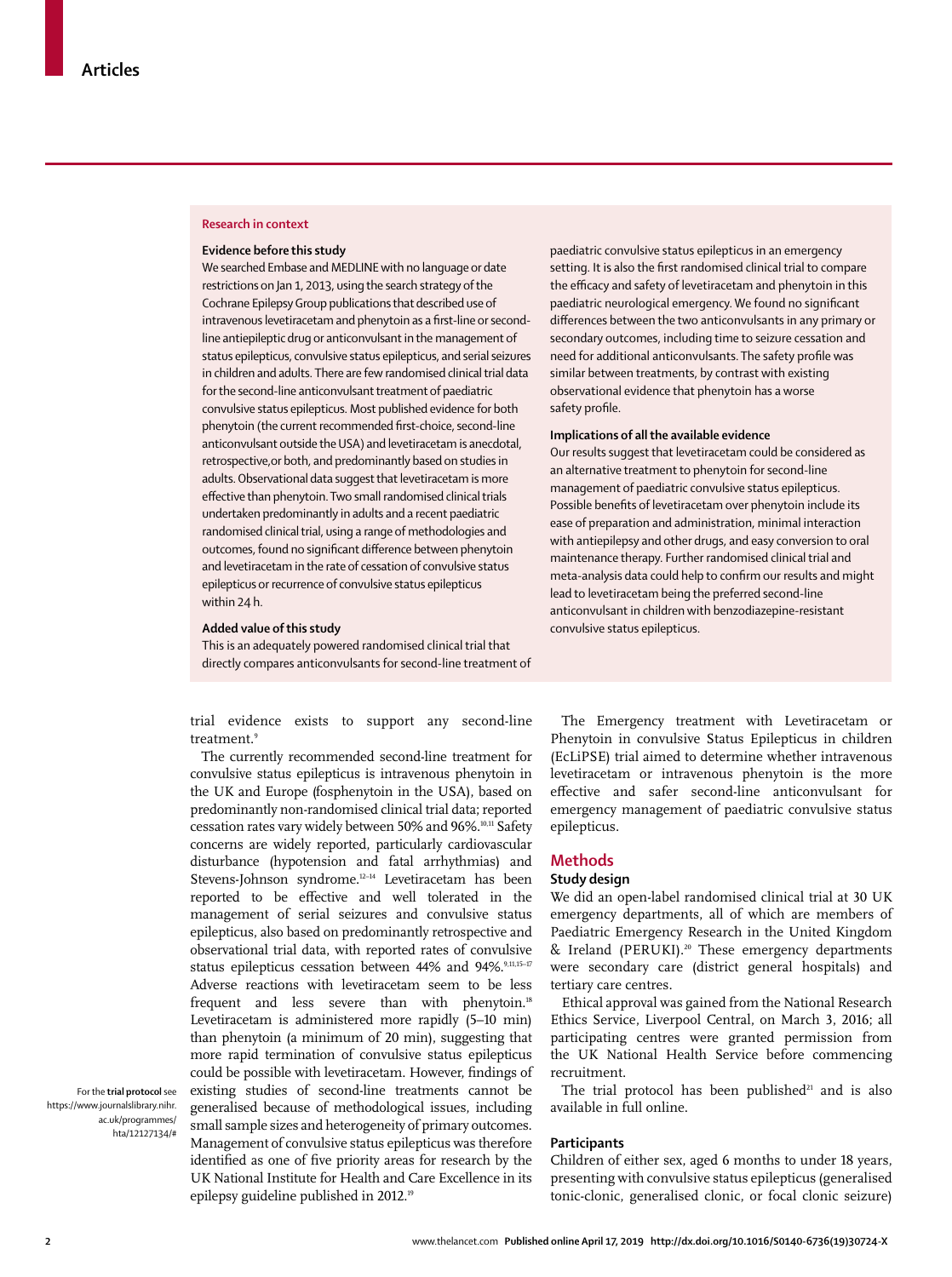## Research in context

### Evidence before this study

We searched Embase and MEDLINE with no language or date restrictions on Jan 1, 2013, using the search strategy of the Cochrane Epilepsy Group publications that described use of intravenous levetiracetam and phenytoin as a first-line or second-line antiepileptic drug or anticonvulsant in the management of status epilepticus, convulsive status epilepticus, and serial seizures in children and adults. There are few randomised clinical trial data for the second-line anticonvulsant treatment of paediatric convulsive status epilepticus. Most published evidence for both phenytoin (the current recommended first-choice, second-line anticonvulsant outside the USA) and levetiracetam is anecdotal, retrospective,or both, and predominantly based on studies in adults. Observational data suggest that levetiracetam is more effective than phenytoin. Two small randomised clinical trials undertaken predominantly in adults and a recent paediatric randomised clinical trial, using a range of methodologies and outcomes, found no significant difference between phenytoin and levetiracetam in the rate of cessation of convulsive status epilepticus or recurrence of convulsive status epilepticus within 24 h.

### Added value of this study

This is an adequately powered randomised clinical trial that directly compares anticonvulsants for second-line treatment of paediatric convulsive status epilepticus in an emergency setting. It is also the first randomised clinical trial to compare the efficacy and safety of levetiracetam and phenytoin in this paediatric neurological emergency. We found no significant differences between the two anticonvulsants in any primary or secondary outcomes, including time to seizure cessation and need for additional anticonvulsants. The safety profile was similar between treatments, by contrast with existing observational evidence that phenytoin has a worse safety profile.

### Implications of all the available evidence

Our results suggest that levetiracetam could be considered as an alternative treatment to phenytoin for second-line management of paediatric convulsive status epilepticus. Possible benefits of levetiracetam over phenytoin include its ease of preparation and administration, minimal interaction with antiepilepsy and other drugs, and easy conversion to oral maintenance therapy. Further randomised clinical trial and meta-analysis data could help to confirm our results and might lead to levetiracetam being the preferred second-line anticonvulsant in children with benzodiazepine-resistant convulsive status epilepticus.

trial evidence exists to support any second-line treatment.[9]

The currently recommended second-line treatment for convulsive status epilepticus is intravenous phenytoin in the UK and Europe (fosphenytoin in the USA), based on predominantly non-randomised clinical trial data; reported cessation rates vary widely between 50% and 96%.[10,11] Safety concerns are widely reported, particularly cardiovascular disturbance (hypotension and fatal arrhythmias) and Stevens-Johnson syndrome.[12–14] Levetiracetam has been reported to be effective and well tolerated in the management of serial seizures and convulsive status epilepticus, also based on predominantly retrospective and observational trial data, with reported rates of convulsive status epilepticus cessation between 44% and 94%.[9,11,15–17] Adverse reactions with levetiracetam seem to be less frequent and less severe than with phenytoin.[18] Levetiracetam is administered more rapidly (5–10 min) than phenytoin (a minimum of 20 min), suggesting that more rapid termination of convulsive status epilepticus could be possible with levetiracetam. However, findings of existing studies of second-line treatments cannot be generalised because of methodological issues, including small sample sizes and heterogeneity of primary outcomes. Management of convulsive status epilepticus was therefore identified as one of five priority areas for research by the UK National Institute for Health and Care Excellence in its epilepsy guideline published in 2012.[19]

For the **trial protocol** see https://www.journalslibrary.nihr.ac.uk/programmes/hta/12127134/#

The Emergency treatment with Levetiracetam or Phenytoin in convulsive Status Epilepticus in children (EcLiPSE) trial aimed to determine whether intravenous levetiracetam or intravenous phenytoin is the more effective and safer second-line anticonvulsant for emergency management of paediatric convulsive status epilepticus.

## Methods

### Study design

We did an open-label randomised clinical trial at 30 UK emergency departments, all of which are members of Paediatric Emergency Research in the United Kingdom & Ireland (PERUKI).[20] These emergency departments were secondary care (district general hospitals) and tertiary care centres.

Ethical approval was gained from the National Research Ethics Service, Liverpool Central, on March 3, 2016; all participating centres were granted permission from the UK National Health Service before commencing recruitment.

The trial protocol has been published[21] and is also available in full online.

### Participants

Children of either sex, aged 6 months to under 18 years, presenting with convulsive status epilepticus (generalised tonic-clonic, generalised clonic, or focal clonic seizure)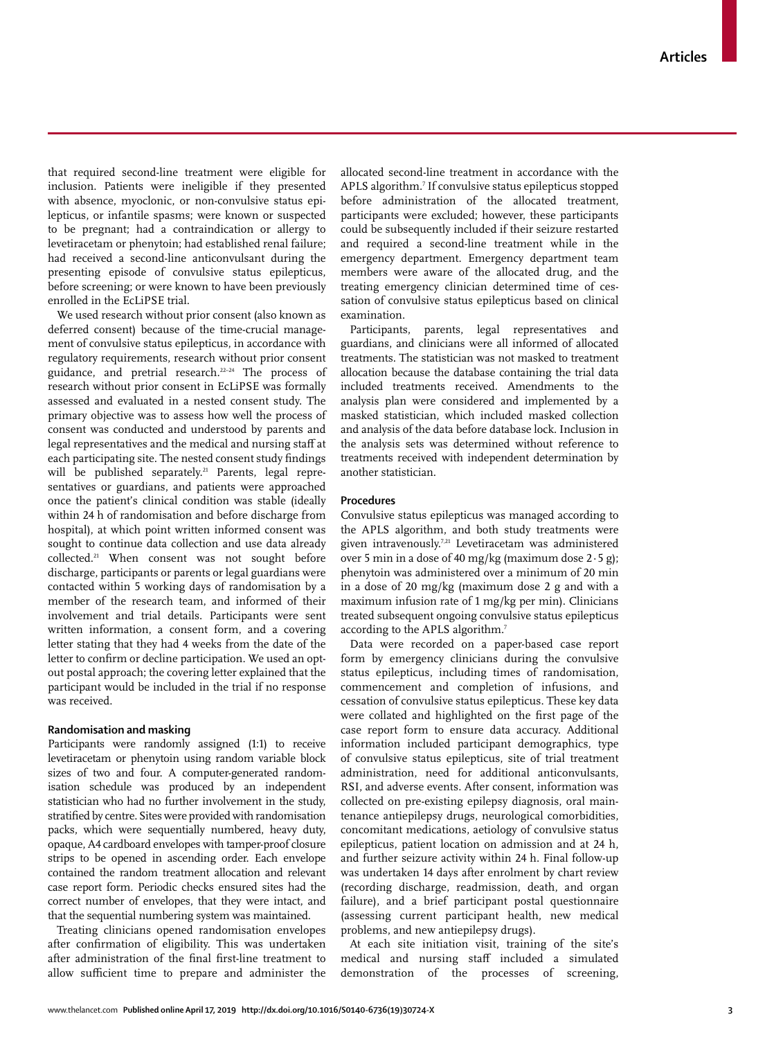that required second-line treatment were eligible for inclusion. Patients were ineligible if they presented with absence, myoclonic, or non-convulsive status epilepticus, or infantile spasms; were known or suspected to be pregnant; had a contraindication or allergy to levetiracetam or phenytoin; had established renal failure; had received a second-line anticonvulsant during the presenting episode of convulsive status epilepticus, before screening; or were known to have been previously enrolled in the EcLiPSE trial.

We used research without prior consent (also known as deferred consent) because of the time-crucial management of convulsive status epilepticus, in accordance with regulatory requirements, research without prior consent guidance, and pretrial research.[22–24] The process of research without prior consent in EcLiPSE was formally assessed and evaluated in a nested consent study. The primary objective was to assess how well the process of consent was conducted and understood by parents and legal representatives and the medical and nursing staff at each participating site. The nested consent study findings will be published separately.[21] Parents, legal representatives or guardians, and patients were approached once the patient's clinical condition was stable (ideally within 24 h of randomisation and before discharge from hospital), at which point written informed consent was sought to continue data collection and use data already collected.[21] When consent was not sought before discharge, participants or parents or legal guardians were contacted within 5 working days of randomisation by a member of the research team, and informed of their involvement and trial details. Participants were sent written information, a consent form, and a covering letter stating that they had 4 weeks from the date of the letter to confirm or decline participation. We used an opt-out postal approach; the covering letter explained that the participant would be included in the trial if no response was received.

### Randomisation and masking

Participants were randomly assigned (1:1) to receive levetiracetam or phenytoin using random variable block sizes of two and four. A computer-generated randomisation schedule was produced by an independent statistician who had no further involvement in the study, stratified by centre. Sites were provided with randomisation packs, which were sequentially numbered, heavy duty, opaque, A4 cardboard envelopes with tamper-proof closure strips to be opened in ascending order. Each envelope contained the random treatment allocation and relevant case report form. Periodic checks ensured sites had the correct number of envelopes, that they were intact, and that the sequential numbering system was maintained.

Treating clinicians opened randomisation envelopes after confirmation of eligibility. This was undertaken after administration of the final first-line treatment to allow sufficient time to prepare and administer the allocated second-line treatment in accordance with the APLS algorithm.[7] If convulsive status epilepticus stopped before administration of the allocated treatment, participants were excluded; however, these participants could be subsequently included if their seizure restarted and required a second-line treatment while in the emergency department. Emergency department team members were aware of the allocated drug, and the treating emergency clinician determined time of cessation of convulsive status epilepticus based on clinical examination.

Participants, parents, legal representatives and guardians, and clinicians were all informed of allocated treatments. The statistician was not masked to treatment allocation because the database containing the trial data included treatments received. Amendments to the analysis plan were considered and implemented by a masked statistician, which included masked collection and analysis of the data before database lock. Inclusion in the analysis sets was determined without reference to treatments received with independent determination by another statistician.

### Procedures

Convulsive status epilepticus was managed according to the APLS algorithm, and both study treatments were given intravenously.[7,21] Levetiracetam was administered over 5 min in a dose of 40 mg/kg (maximum dose 2·5 g); phenytoin was administered over a minimum of 20 min in a dose of 20 mg/kg (maximum dose 2 g and with a maximum infusion rate of 1 mg/kg per min). Clinicians treated subsequent ongoing convulsive status epilepticus according to the APLS algorithm.[7]

Data were recorded on a paper-based case report form by emergency clinicians during the convulsive status epilepticus, including times of randomisation, commencement and completion of infusions, and cessation of convulsive status epilepticus. These key data were collated and highlighted on the first page of the case report form to ensure data accuracy. Additional information included participant demographics, type of convulsive status epilepticus, site of trial treatment administration, need for additional anticonvulsants, RSI, and adverse events. After consent, information was collected on pre-existing epilepsy diagnosis, oral maintenance antiepilepsy drugs, neurological comorbidities, concomitant medications, aetiology of convulsive status epilepticus, patient location on admission and at 24 h, and further seizure activity within 24 h. Final follow-up was undertaken 14 days after enrolment by chart review (recording discharge, readmission, death, and organ failure), and a brief participant postal questionnaire (assessing current participant health, new medical problems, and new antiepilepsy drugs).

At each site initiation visit, training of the site's medical and nursing staff included a simulated demonstration of the processes of screening,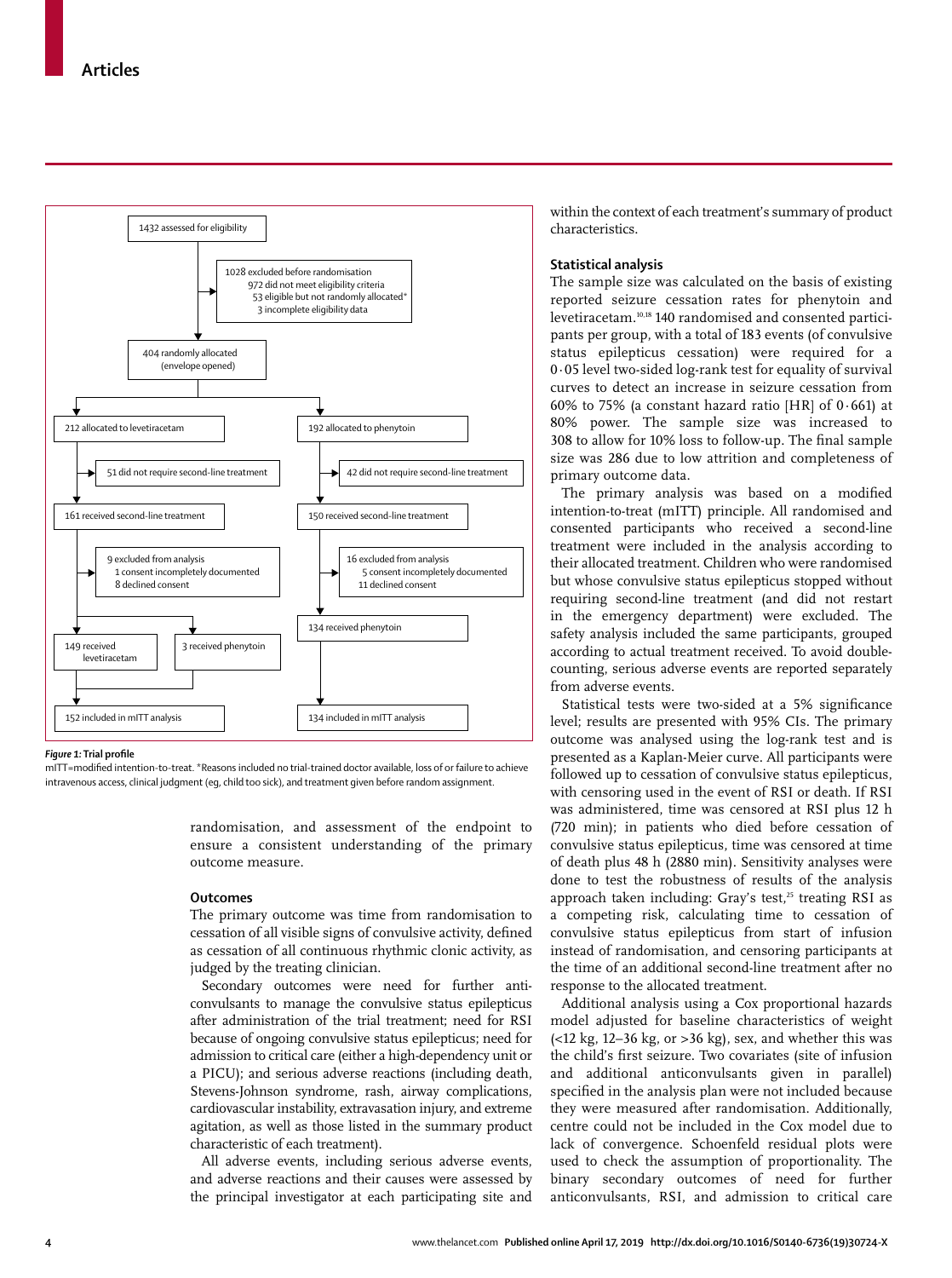1432 assessed for eligibility

1028 excluded before randomisation
- 972 did not meet eligibility criteria
- 53 eligible but not randomly allocated*
- 3 incomplete eligibility data

404 randomly allocated (envelope opened)

212 allocated to levetiracetam
- 51 did not require second-line treatment
- 161 received second-line treatment
- 9 excluded from analysis
  - 1 consent incompletely documented
  - 8 declined consent
- 149 received levetiracetam
- 3 received phenytoin
- 152 included in mITT analysis

192 allocated to phenytoin
- 42 did not require second-line treatment
- 150 received second-line treatment
- 16 excluded from analysis
  - 5 consent incompletely documented
  - 11 declined consent
- 134 received phenytoin
- 134 included in mITT analysis

*Figure 1:* **Trial profile**

mITT=modified intention-to-treat. *Reasons included no trial-trained doctor available, loss of or failure to achieve intravenous access, clinical judgment (eg, child too sick), and treatment given before random assignment.

randomisation, and assessment of the endpoint to ensure a consistent understanding of the primary outcome measure.

## Outcomes

The primary outcome was time from randomisation to cessation of all visible signs of convulsive activity, defined as cessation of all continuous rhythmic clonic activity, as judged by the treating clinician.

Secondary outcomes were need for further anticonvulsants to manage the convulsive status epilepticus after administration of the trial treatment; need for RSI because of ongoing convulsive status epilepticus; need for admission to critical care (either a high-dependency unit or a PICU); and serious adverse reactions (including death, Stevens-Johnson syndrome, rash, airway complications, cardiovascular instability, extravasation injury, and extreme agitation, as well as those listed in the summary product characteristic of each treatment).

All adverse events, including serious adverse events, and adverse reactions and their causes were assessed by the principal investigator at each participating site and within the context of each treatment's summary of product characteristics.

## Statistical analysis

The sample size was calculated on the basis of existing reported seizure cessation rates for phenytoin and levetiracetam.[10,18] 140 randomised and consented participants per group, with a total of 183 events (of convulsive status epilepticus cessation) were required for a 0·05 level two-sided log-rank test for equality of survival curves to detect an increase in seizure cessation from 60% to 75% (a constant hazard ratio [HR] of 0·661) at 80% power. The sample size was increased to 308 to allow for 10% loss to follow-up. The final sample size was 286 due to low attrition and completeness of primary outcome data.

The primary analysis was based on a modified intention-to-treat (mITT) principle. All randomised and consented participants who received a second-line treatment were included in the analysis according to their allocated treatment. Children who were randomised but whose convulsive status epilepticus stopped without requiring second-line treatment (and did not restart in the emergency department) were excluded. The safety analysis included the same participants, grouped according to actual treatment received. To avoid double-counting, serious adverse events are reported separately from adverse events.

Statistical tests were two-sided at a 5% significance level; results are presented with 95% CIs. The primary outcome was analysed using the log-rank test and is presented as a Kaplan-Meier curve. All participants were followed up to cessation of convulsive status epilepticus, with censoring used in the event of RSI or death. If RSI was administered, time was censored at RSI plus 12 h (720 min); in patients who died before cessation of convulsive status epilepticus, time was censored at time of death plus 48 h (2880 min). Sensitivity analyses were done to test the robustness of results of the analysis approach taken including: Gray's test,[25] treating RSI as a competing risk, calculating time to cessation of convulsive status epilepticus from start of infusion instead of randomisation, and censoring participants at the time of an additional second-line treatment after no response to the allocated treatment.

Additional analysis using a Cox proportional hazards model adjusted for baseline characteristics of weight (<12 kg, 12–36 kg, or >36 kg), sex, and whether this was the child's first seizure. Two covariates (time of infusion and additional anticonvulsants given in parallel) specified in the analysis plan were not included because they were measured after randomisation. Additionally, centre could not be included in the Cox model due to lack of convergence. Schoenfeld residual plots were used to check the assumption of proportionality. The binary secondary outcomes of need for further anticonvulsants, RSI, and admission to critical care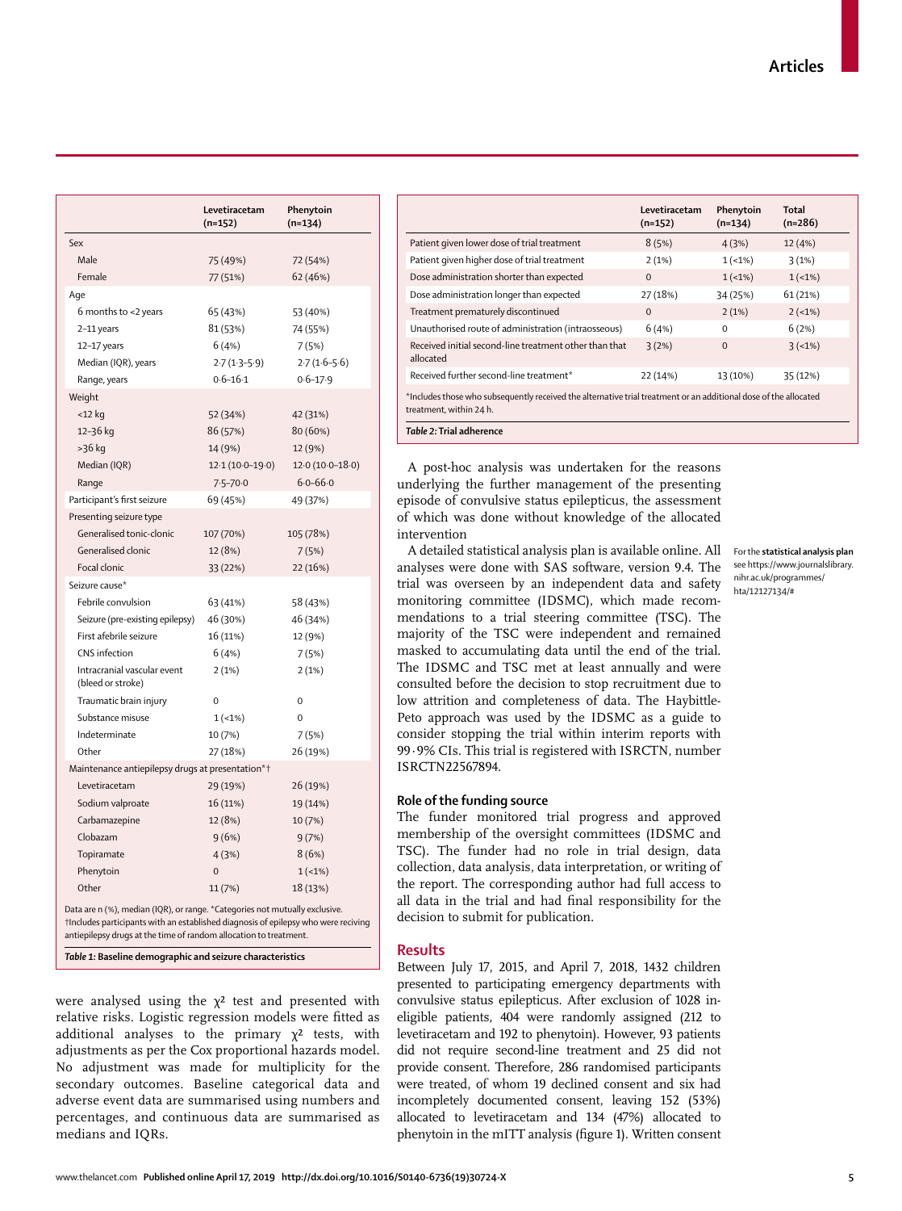| | Levetiracetam (n=152) | Phenytoin (n=134) |
|---|---|---|
| **Sex** | | |
| Male | 75 (49%) | 72 (54%) |
| Female | 77 (51%) | 62 (46%) |
| **Age** | | |
| 6 months to <2 years | 65 (43%) | 53 (40%) |
| 2–11 years | 81 (53%) | 74 (55%) |
| 12–17 years | 6 (4%) | 7 (5%) |
| Median (IQR), years | 2·7 (1·3–5·9) | 2·7 (1·6–5·6) |
| Range, years | 0·6–16·1 | 0·6–17·9 |
| **Weight** | | |
| <12 kg | 52 (34%) | 42 (31%) |
| 12–36 kg | 86 (57%) | 80 (60%) |
| >36 kg | 14 (9%) | 12 (9%) |
| Median (IQR) | 12·1 (10·0–19·0) | 12·0 (10·0–18·0) |
| Range | 7·5–70·0 | 6·0–66·0 |
| **Participant's first seizure** | 69 (45%) | 49 (37%) |
| **Presenting seizure type** | | |
| Generalised tonic-clonic | 107 (70%) | 105 (78%) |
| Generalised clonic | 12 (8%) | 7 (5%) |
| Focal clonic | 33 (22%) | 22 (16%) |
| **Seizure cause*** | | |
| Febrile convulsion | 63 (41%) | 58 (43%) |
| Seizure (pre-existing epilepsy) | 46 (30%) | 46 (34%) |
| First afebrile seizure | 16 (11%) | 12 (9%) |
| CNS infection | 6 (4%) | 7 (5%) |
| Intracranial vascular event (bleed or stroke) | 2 (1%) | 2 (1%) |
| Traumatic brain injury | 0 | 0 |
| Substance misuse | 1 (<1%) | 0 |
| Indeterminate | 10 (7%) | 7 (5%) |
| Other | 27 (18%) | 26 (19%) |
| **Maintenance antiepilepsy drugs at presentation*†** | | |
| Levetiracetam | 29 (19%) | 26 (19%) |
| Sodium valproate | 16 (11%) | 19 (14%) |
| Carbamazepine | 12 (8%) | 10 (7%) |
| Clobazam | 9 (6%) | 9 (7%) |
| Topiramate | 4 (3%) | 8 (6%) |
| Phenytoin | 0 | 1 (<1%) |
| Other | 11 (7%) | 18 (13%) |

Data are n (%), median (IQR), or range. *Categories not mutually exclusive. †Includes participants with an established diagnosis of epilepsy who were reciving antiepilepsy drugs at the time of random allocation to treatment.

***Table 1:* Baseline demographic and seizure characteristics**

were analysed using the $\chi^2$ test and presented with relative risks. Logistic regression models were fitted as additional analyses to the primary $\chi^2$ tests, with adjustments as per the Cox proportional hazards model. No adjustment was made for multiplicity for the secondary outcomes. Baseline categorical data and adverse event data are summarised using numbers and percentages, and continuous data are summarised as medians and IQRs.

| | Levetiracetam (n=152) | Phenytoin (n=134) | Total (n=286) |
|---|---|---|---|
| Patient given lower dose of trial treatment | 8 (5%) | 4 (3%) | 12 (4%) |
| Patient given higher dose of trial treatment | 2 (1%) | 1 (<1%) | 3 (1%) |
| Dose administration shorter than expected | 0 | 1 (<1%) | 1 (<1%) |
| Dose administration longer than expected | 27 (18%) | 34 (25%) | 61 (21%) |
| Treatment prematurely discontinued | 0 | 2 (1%) | 2 (<1%) |
| Unauthorised route of administration (intraosseous) | 6 (4%) | 0 | 6 (2%) |
| Received initial second-line treatment other than that allocated | 3 (2%) | 0 | 3 (<1%) |
| Received further second-line treatment* | 22 (14%) | 13 (10%) | 35 (12%) |

*Includes those who subsequently received the alternative trial treatment or an additional dose of the allocated treatment, within 24 h.

***Table 2:* Trial adherence**

A post-hoc analysis was undertaken for the reasons underlying the further management of the presenting episode of convulsive status epilepticus, the assessment of which was done without knowledge of the allocated intervention

A detailed statistical analysis plan is available online. All analyses were done with SAS software, version 9.4. The trial was overseen by an independent data and safety monitoring committee (IDSMC), which made recommendations to a trial steering committee (TSC). The majority of the TSC were independent and remained masked to accumulating data until the end of the trial. The IDSMC and TSC met at least annually and were consulted before the decision to stop recruitment due to low attrition and completeness of data. The Haybittle-Peto approach was used by the IDSMC as a guide to consider stopping the trial within interim reports with 99·9% CIs. This trial is registered with ISRCTN, number ISRCTN22567894.

For the **statistical analysis plan** see https://www.journalslibrary.nihr.ac.uk/programmes/hta/12127134/#

### Role of the funding source

The funder monitored trial progress and approved membership of the oversight committees (IDSMC and TSC). The funder had no role in trial design, data collection, data analysis, data interpretation, or writing of the report. The corresponding author had full access to all data in the trial and had final responsibility for the decision to submit for publication.

## Results

Between July 17, 2015, and April 7, 2018, 1432 children presented to participating emergency departments with convulsive status epilepticus. After exclusion of 1028 ineligible patients, 404 were randomly assigned (212 to levetiracetam and 192 to phenytoin). However, 93 patients did not require second-line treatment and 25 did not provide consent. Therefore, 286 randomised participants were treated, of whom 19 declined consent and six had incompletely documented consent, leaving 152 (53%) allocated to levetiracetam and 134 (47%) allocated to phenytoin in the mITT analysis (figure 1). Written consent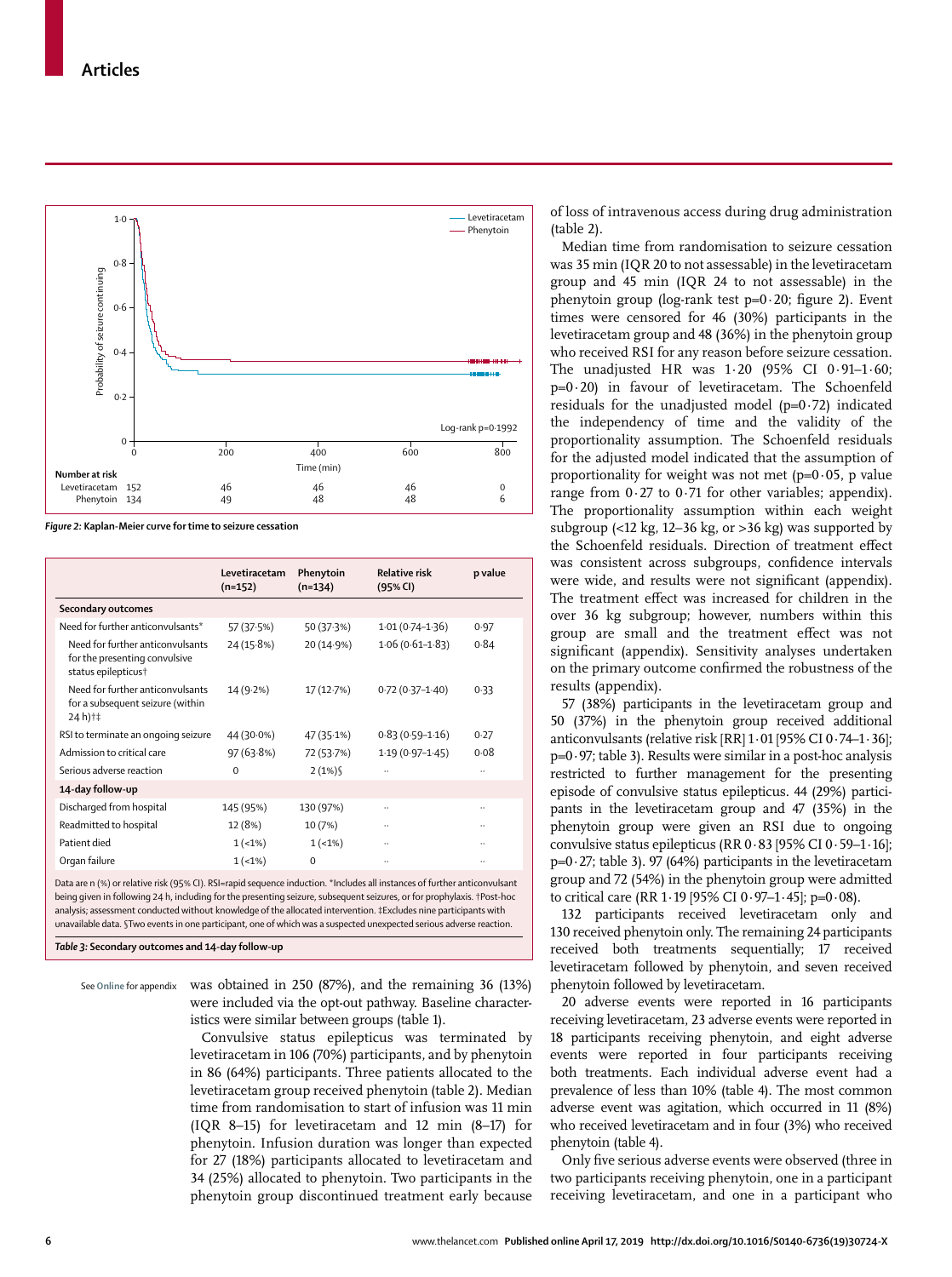Number at risk

| | 0 | 200 | 400 | 600 | 800 |
|---|---|---|---|---|---|
| Levetiracetam | 152 | 46 | 46 | 46 | 0 |
| Phenytoin | 134 | 49 | 48 | 48 | 6 |

*Figure 2:* **Kaplan-Meier curve for time to seizure cessation**

| | Levetiracetam (n=152) | Phenytoin (n=134) | Relative risk (95% CI) | p value |
|---|---|---|---|---|
| **Secondary outcomes** | | | | |
| Need for further anticonvulsants* | 57 (37·5%) | 50 (37·3%) | 1·01 (0·74–1·36) | 0·97 |
| Need for further anticonvulsants for the presenting convulsive status epilepticus† | 24 (15·8%) | 20 (14·9%) | 1·06 (0·61–1·83) | 0·84 |
| Need for further anticonvulsants for a subsequent seizure (within 24 h)†‡ | 14 (9·2%) | 17 (12·7%) | 0·72 (0·37–1·40) | 0·33 |
| RSI to terminate an ongoing seizure | 44 (30·0%) | 47 (35·1%) | 0·83 (0·59–1·16) | 0·27 |
| Admission to critical care | 97 (63·8%) | 72 (53·7%) | 1·19 (0·97–1·45) | 0·08 |
| Serious adverse reaction | 0 | 2 (1%)§ | .. | .. |
| **14-day follow-up** | | | | |
| Discharged from hospital | 145 (95%) | 130 (97%) | .. | .. |
| Readmitted to hospital | 12 (8%) | 10 (7%) | .. | .. |
| Patient died | 1 (<1%) | 1 (<1%) | .. | .. |
| Organ failure | 1 (<1%) | 0 | .. | .. |

Data are n (%) or relative risk (95% CI). RSI=rapid sequence induction. *Includes all instances of further anticonvulsant being given in following 24 h, including for the presenting seizure, subsequent seizures, or for prophylaxis. †Post-hoc analysis; assessment conducted without knowledge of the allocated intervention. ‡Excludes nine participants with unavailable data. §Two events in one participant, one of which was a suspected unexpected serious adverse reaction.

*Table 3:* **Secondary outcomes and 14-day follow-up**

See **Online** for appendix

was obtained in 250 (87%), and the remaining 36 (13%) were included via the opt-out pathway. Baseline characteristics were similar between groups (table 1).

Convulsive status epilepticus was terminated by levetiracetam in 106 (70%) participants, and by phenytoin in 86 (64%) participants. Three patients allocated to the levetiracetam group received phenytoin (table 2). Median time from randomisation to start of infusion was 11 min (IQR 8–15) for levetiracetam and 12 min (8–17) for phenytoin. Infusion duration was longer than expected for 27 (18%) participants allocated to levetiracetam and 34 (25%) allocated to phenytoin. Two participants in the phenytoin group discontinued treatment early because of loss of intravenous access during drug administration (table 2).

Median time from randomisation to seizure cessation was 35 min (IQR 20 to not assessable) in the levetiracetam group and 45 min (IQR 24 to not assessable) in the phenytoin group (log-rank test p=0·20; figure 2). Event times were censored for 46 (30%) participants in the levetiracetam group and 48 (36%) in the phenytoin group who received RSI for any reason before seizure cessation. The unadjusted HR was 1·20 (95% CI 0·91–1·60; p=0·20) in favour of levetiracetam. The Schoenfeld residuals for the unadjusted model (p=0·72) indicated the independency of time and the validity of the proportionality assumption. The Schoenfeld residuals for the adjusted model indicated that the assumption of proportionality for weight was not met (p=0·05, p value range from 0·27 to 0·71 for other variables; appendix). The proportionality assumption within each weight subgroup (<12 kg, 12–36 kg, or >36 kg) was supported by the Schoenfeld residuals. Direction of treatment effect was consistent across subgroups, confidence intervals were wide, and results were not significant (appendix). The treatment effect was increased for children in the over 36 kg subgroup; however, numbers within this group are small and the treatment effect was not significant (appendix). Sensitivity analyses undertaken on the primary outcome confirmed the robustness of the results (appendix).

57 (38%) participants in the levetiracetam group and 50 (37%) in the phenytoin group received additional anticonvulsants (relative risk [RR] 1·01 [95% CI 0·74–1·36]; p=0·97; table 3). Results were similar in a post-hoc analysis restricted to further management for the presenting episode of convulsive status epilepticus. 44 (29%) participants in the levetiracetam group and 47 (35%) in the phenytoin group were given an RSI due to ongoing convulsive status epilepticus (RR 0·83 [95% CI 0·59–1·16]; p=0·27; table 3). 97 (64%) participants in the levetiracetam group and 72 (54%) in the phenytoin group were admitted to critical care (RR 1·19 [95% CI 0·97–1·45]; p=0·08).

132 participants received levetiracetam only and 130 received phenytoin only. The remaining 24 participants received both treatments sequentially; 17 received levetiracetam followed by phenytoin, and seven received phenytoin followed by levetiracetam.

20 adverse events were reported in 16 participants receiving levetiracetam, 23 adverse events were reported in 18 participants receiving phenytoin, and eight adverse events were reported in four participants receiving both treatments. Each individual adverse event had a prevalence of less than 10% (table 4). The most common adverse event was agitation, which occurred in 11 (8%) who received levetiracetam and in four (3%) who received phenytoin (table 4).

Only five serious adverse events were observed (three in two participants receiving phenytoin, one in a participant receiving levetiracetam, and one in a participant who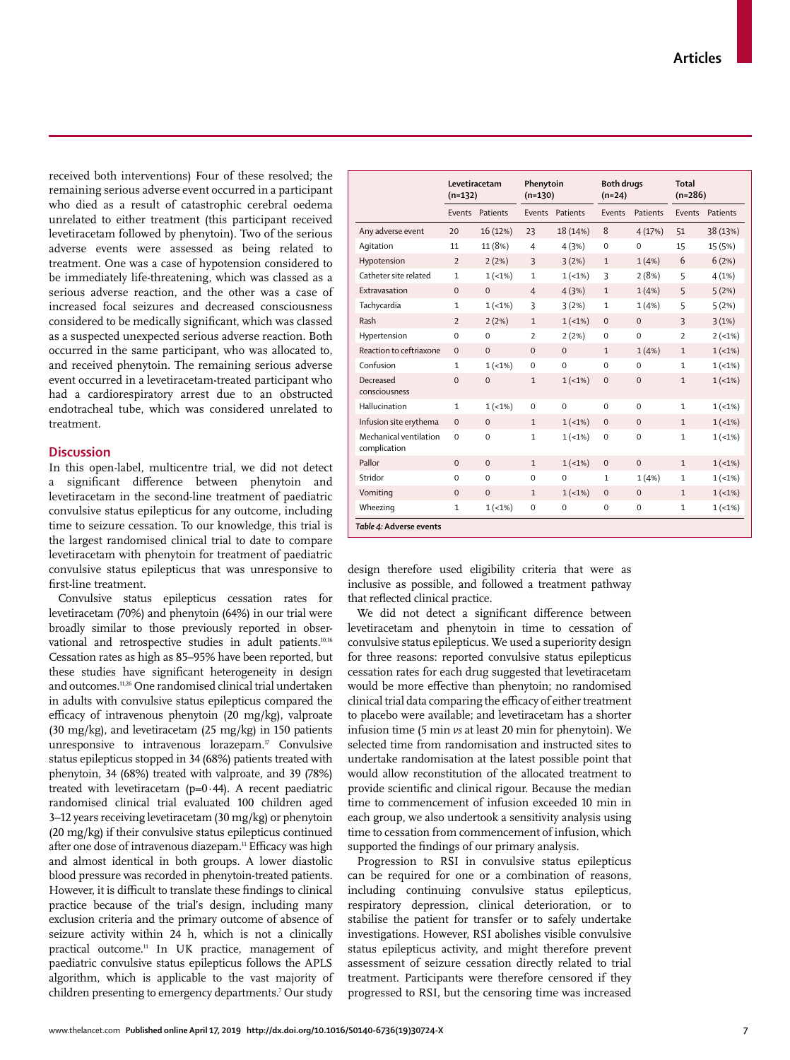received both interventions) Four of these resolved; the remaining serious adverse event occurred in a participant who died as a result of catastrophic cerebral oedema unrelated to either treatment (this participant received levetiracetam followed by phenytoin). Two of the serious adverse events were assessed as being related to treatment. One was a case of hypotension considered to be immediately life-threatening, which was classed as a serious adverse reaction, and the other was a case of increased focal seizures and decreased consciousness considered to be medically significant, which was classed as a suspected unexpected serious adverse reaction. Both occurred in the same participant, who was allocated to, and received phenytoin. The remaining serious adverse event occurred in a levetiracetam-treated participant who had a cardiorespiratory arrest due to an obstructed endotracheal tube, which was considered unrelated to treatment.

|  | Levetiracetam (n=132) | | Phenytoin (n=130) | | Both drugs (n=24) | | Total (n=286) | |
|---|---|---|---|---|---|---|---|---|
|  | Events | Patients | Events | Patients | Events | Patients | Events | Patients |
| Any adverse event | 20 | 16 (12%) | 23 | 18 (14%) | 8 | 4 (17%) | 51 | 38 (13%) |
| Agitation | 11 | 11 (8%) | 4 | 4 (3%) | 0 | 0 | 15 | 15 (5%) |
| Hypotension | 2 | 2 (2%) | 3 | 3 (2%) | 1 | 1 (4%) | 6 | 6 (2%) |
| Catheter site related | 1 | 1 (<1%) | 1 | 1 (<1%) | 3 | 2 (8%) | 5 | 4 (1%) |
| Extravasation | 0 | 0 | 4 | 4 (3%) | 1 | 1 (4%) | 5 | 5 (2%) |
| Tachycardia | 1 | 1 (<1%) | 3 | 3 (2%) | 1 | 1 (4%) | 5 | 5 (2%) |
| Rash | 2 | 2 (2%) | 1 | 1 (<1%) | 0 | 0 | 3 | 3 (1%) |
| Hypertension | 0 | 0 | 2 | 2 (2%) | 0 | 0 | 2 | 2 (<1%) |
| Reaction to ceftriaxone | 0 | 0 | 0 | 0 | 1 | 1 (4%) | 1 | 1 (<1%) |
| Confusion | 1 | 1 (<1%) | 0 | 0 | 0 | 0 | 1 | 1 (<1%) |
| Decreased consciousness | 0 | 0 | 1 | 1 (<1%) | 0 | 0 | 1 | 1 (<1%) |
| Hallucination | 1 | 1 (<1%) | 0 | 0 | 0 | 0 | 1 | 1 (<1%) |
| Infusion site erythema | 0 | 0 | 1 | 1 (<1%) | 0 | 0 | 1 | 1 (<1%) |
| Mechanical ventilation complication | 0 | 0 | 1 | 1 (<1%) | 0 | 0 | 1 | 1 (<1%) |
| Pallor | 0 | 0 | 1 | 1 (<1%) | 0 | 0 | 1 | 1 (<1%) |
| Stridor | 0 | 0 | 0 | 0 | 1 | 1 (4%) | 1 | 1 (<1%) |
| Vomiting | 0 | 0 | 1 | 1 (<1%) | 0 | 0 | 1 | 1 (<1%) |
| Wheezing | 1 | 1 (<1%) | 0 | 0 | 0 | 0 | 1 | 1 (<1%) |

*Table 4:* **Adverse events**

## Discussion

In this open-label, multicentre trial, we did not detect a significant difference between phenytoin and levetiracetam in the second-line treatment of paediatric convulsive status epilepticus for any outcome, including time to seizure cessation. To our knowledge, this trial is the largest randomised clinical trial to date to compare levetiracetam with phenytoin for treatment of paediatric convulsive status epilepticus that was unresponsive to first-line treatment.

Convulsive status epilepticus cessation rates for levetiracetam (70%) and phenytoin (64%) in our trial were broadly similar to those previously reported in observational and retrospective studies in adult patients.[10,16] Cessation rates as high as 85–95% have been reported, but these studies have significant heterogeneity in design and outcomes.[11,26] One randomised clinical trial undertaken in adults with convulsive status epilepticus compared the efficacy of intravenous phenytoin (20 mg/kg), valproate (30 mg/kg), and levetiracetam (25 mg/kg) in 150 patients unresponsive to intravenous lorazepam.[17] Convulsive status epilepticus stopped in 34 (68%) patients treated with phenytoin, 34 (68%) treated with valproate, and 39 (78%) treated with levetiracetam (p=0·44). A recent paediatric randomised clinical trial evaluated 100 children aged 3–12 years receiving levetiracetam (30 mg/kg) or phenytoin (20 mg/kg) if their convulsive status epilepticus continued after one dose of intravenous diazepam.[11] Efficacy was high and almost identical in both groups. A lower diastolic blood pressure was recorded in phenytoin-treated patients. However, it is difficult to translate these findings to clinical practice because of the trial's design, including many exclusion criteria and the primary outcome of absence of seizure activity within 24 h, which is not a clinically practical outcome.[11] In UK practice, management of paediatric convulsive status epilepticus follows the APLS algorithm, which is applicable to the vast majority of children presenting to emergency departments.[7] Our study design therefore used eligibility criteria that were as inclusive as possible, and followed a treatment pathway that reflected clinical practice.

We did not detect a significant difference between levetiracetam and phenytoin in time to cessation of convulsive status epilepticus. We used a superiority design for three reasons: reported convulsive status epilepticus cessation rates for each drug suggested that levetiracetam would be more effective than phenytoin; no randomised clinical trial data comparing the efficacy of either treatment to placebo were available; and levetiracetam has a shorter infusion time (5 min *vs* at least 20 min for phenytoin). We selected time from randomisation and instructed sites to undertake randomisation at the latest possible point that would allow reconstitution of the allocated treatment to provide scientific and clinical rigour. Because the median time to commencement of infusion exceeded 10 min in each group, we also undertook a sensitivity analysis using time to cessation from commencement of infusion, which supported the findings of our primary analysis.

Progression to RSI in convulsive status epilepticus can be required for one or a combination of reasons, including continuing convulsive status epilepticus, respiratory depression, clinical deterioration, or to stabilise the patient for transfer or to safely undertake investigations. However, RSI abolishes visible convulsive status epilepticus activity, and might therefore prevent assessment of seizure cessation directly related to trial treatment. Participants were therefore censored if they progressed to RSI, but the censoring time was increased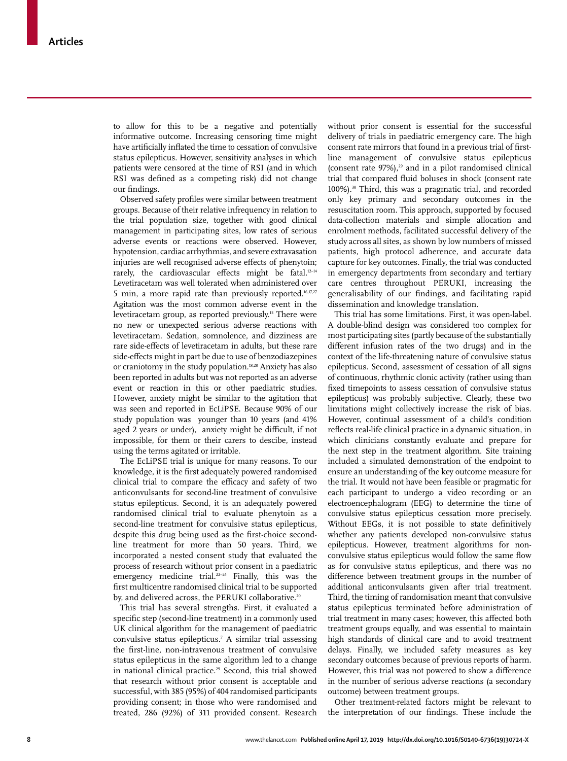to allow for this to be a negative and potentially informative outcome. Increasing censoring time might have artificially inflated the time to cessation of convulsive status epilepticus. However, sensitivity analyses in which patients were censored at the time of RSI (and in which RSI was defined as a competing risk) did not change our findings.

Observed safety profiles were similar between treatment groups. Because of their relative infrequency in relation to the trial population size, together with good clinical management in participating sites, low rates of serious adverse events or reactions were observed. However, hypotension, cardiac arrhythmias, and severe extravasation injuries are well recognised adverse effects of phenytoin; rarely, the cardiovascular effects might be fatal.[12–14] Levetiracetam was well tolerated when administered over 5 min, a more rapid rate than previously reported.[16,17,27] Agitation was the most common adverse event in the levetiracetam group, as reported previously.[15] There were no new or unexpected serious adverse reactions with levetiracetam. Sedation, somnolence, and dizziness are rare side-effects of levetiracetam in adults, but these rare side-effects might in part be due to use of benzodiazepines or craniotomy in the study population.[18,28] Anxiety has also been reported in adults but was not reported as an adverse event or reaction in this or other paediatric studies. However, anxiety might be similar to the agitation that was seen and reported in EcLiPSE. Because 90% of our study population was younger than 10 years (and 41% aged 2 years or under), anxiety might be difficult, if not impossible, for them or their carers to descibe, instead using the terms agitated or irritable.

The EcLiPSE trial is unique for many reasons. To our knowledge, it is the first adequately powered randomised clinical trial to compare the efficacy and safety of two anticonvulsants for second-line treatment of convulsive status epilepticus. Second, it is an adequately powered randomised clinical trial to evaluate phenytoin as a second-line treatment for convulsive status epilepticus, despite this drug being used as the first-choice second-line treatment for more than 50 years. Third, we incorporated a nested consent study that evaluated the process of research without prior consent in a paediatric emergency medicine trial.[22–24] Finally, this was the first multicentre randomised clinical trial to be supported by, and delivered across, the PERUKI collaborative.[20]

This trial has several strengths. First, it evaluated a specific step (second-line treatment) in a commonly used UK clinical algorithm for the management of paediatric convulsive status epilepticus.[7] A similar trial assessing the first-line, non-intravenous treatment of convulsive status epilepticus in the same algorithm led to a change in national clinical practice.[29] Second, this trial showed that research without prior consent is acceptable and successful, with 385 (95%) of 404 randomised participants providing consent; in those who were randomised and treated, 286 (92%) of 311 provided consent. Research without prior consent is essential for the successful delivery of trials in paediatric emergency care. The high consent rate mirrors that found in a previous trial of first-line management of convulsive status epilepticus (consent rate 97%),[29] and in a pilot randomised clinical trial that compared fluid boluses in shock (consent rate 100%).[30] Third, this was a pragmatic trial, and recorded only key primary and secondary outcomes in the resuscitation room. This approach, supported by focused data-collection materials and simple allocation and enrolment methods, facilitated successful delivery of the study across all sites, as shown by low numbers of missed patients, high protocol adherence, and accurate data capture for key outcomes. Finally, the trial was conducted in emergency departments from secondary and tertiary care centres throughout PERUKI, increasing the generalisability of our findings, and facilitating rapid dissemination and knowledge translation.

This trial has some limitations. First, it was open-label. A double-blind design was considered too complex for most participating sites (partly because of the substantially different infusion rates of the two drugs) and in the context of the life-threatening nature of convulsive status epilepticus. Second, assessment of cessation of all signs of continuous, rhythmic clonic activity (rather using than fixed timepoints to assess cessation of convulsive status epilepticus) was probably subjective. Clearly, these two limitations might collectively increase the risk of bias. However, continual assessment of a child's condition reflects real-life clinical practice in a dynamic situation, in which clinicians constantly evaluate and prepare for the next step in the treatment algorithm. Site training included a simulated demonstration of the endpoint to ensure an understanding of the key outcome measure for the trial. It would not have been feasible or pragmatic for each participant to undergo a video recording or an electroencephalogram (EEG) to determine the time of convulsive status epilepticus cessation more precisely. Without EEGs, it is not possible to state definitively whether any patients developed non-convulsive status epilepticus. However, treatment algorithms for non-convulsive status epilepticus would follow the same flow as for convulsive status epilepticus, and there was no difference between treatment groups in the number of additional anticonvulsants given after trial treatment. Third, the timing of randomisation meant that convulsive status epilepticus terminated before administration of trial treatment in many cases; however, this affected both treatment groups equally, and was essential to maintain high standards of clinical care and to avoid treatment delays. Finally, we included safety measures as key secondary outcomes because of previous reports of harm. However, this trial was not powered to show a difference in the number of serious adverse reactions (a secondary outcome) between treatment groups.

Other treatment-related factors might be relevant to the interpretation of our findings. These include the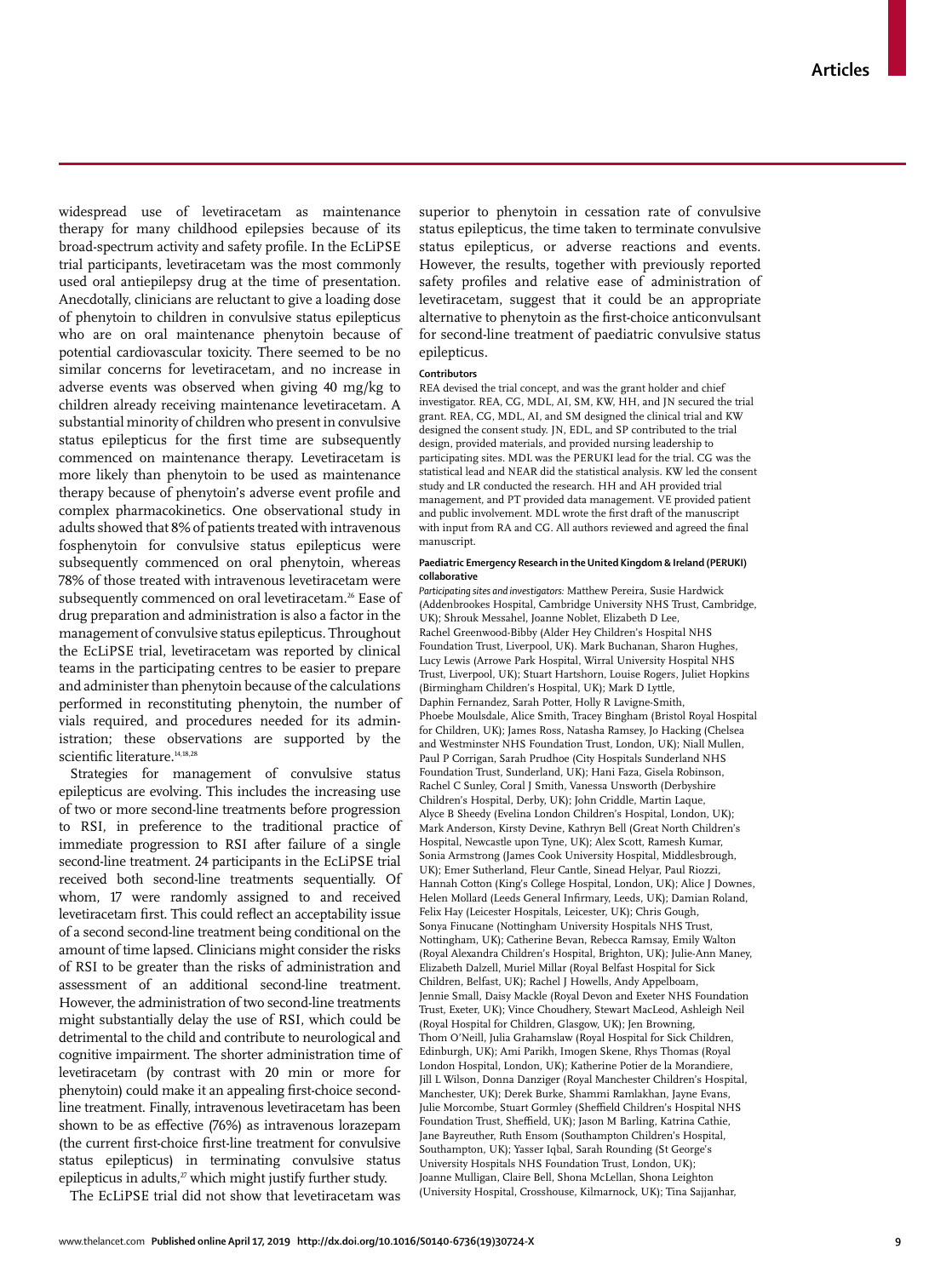widespread use of levetiracetam as maintenance therapy for many childhood epilepsies because of its broad-spectrum activity and safety profile. In the EcLiPSE trial participants, levetiracetam was the most commonly used oral antiepilepsy drug at the time of presentation. Anecdotally, clinicians are reluctant to give a loading dose of phenytoin to children in convulsive status epilepticus who are on oral maintenance phenytoin because of potential cardiovascular toxicity. There seemed to be no similar concerns for levetiracetam, and no increase in adverse events was observed when giving 40 mg/kg to children already receiving maintenance levetiracetam. A substantial minority of children who present in convulsive status epilepticus for the first time are subsequently commenced on maintenance therapy. Levetiracetam is more likely than phenytoin to be used as maintenance therapy because of phenytoin's adverse event profile and complex pharmacokinetics. One observational study in adults showed that 8% of patients treated with intravenous fosphenytoin for convulsive status epilepticus were subsequently commenced on oral phenytoin, whereas 78% of those treated with intravenous levetiracetam were subsequently commenced on oral levetiracetam.[26] Ease of drug preparation and administration is also a factor in the management of convulsive status epilepticus. Throughout the EcLiPSE trial, levetiracetam was reported by clinical teams in the participating centres to be easier to prepare and administer than phenytoin because of the calculations performed in reconstituting phenytoin, the number of vials required, and procedures needed for its administration; these observations are supported by the scientific literature.[14,18,28]

Strategies for management of convulsive status epilepticus are evolving. This includes the increasing use of two or more second-line treatments before progression to RSI, in preference to the traditional practice of immediate progression to RSI after failure of a single second-line treatment. 24 participants in the EcLiPSE trial received both second-line treatments sequentially. Of whom, 17 were randomly assigned to and received levetiracetam first. This could reflect an acceptability issue of a second second-line treatment being conditional on the amount of time lapsed. Clinicians might consider the risks of RSI to be greater than the risks of administration and assessment of an additional second-line treatment. However, the administration of two second-line treatments might substantially delay the use of RSI, which could be detrimental to the child and contribute to neurological and cognitive impairment. The shorter administration time of levetiracetam (by contrast with 20 min or more for phenytoin) could make it an appealing first-choice second-line treatment. Finally, intravenous levetiracetam has been shown to be as effective (76%) as intravenous lorazepam (the current first-choice first-line treatment for convulsive status epilepticus) in terminating convulsive status epilepticus in adults,[27] which might justify further study.

The EcLiPSE trial did not show that levetiracetam was superior to phenytoin in cessation rate of convulsive status epilepticus, the time taken to terminate convulsive status epilepticus, or adverse reactions and events. However, the results, together with previously reported safety profiles and relative ease of administration of levetiracetam, suggest that it could be an appropriate alternative to phenytoin as the first-choice anticonvulsant for second-line treatment of paediatric convulsive status epilepticus.

#### Contributors

REA devised the trial concept, and was the grant holder and chief investigator. REA, CG, MDL, AI, SM, KW, HH, and JN secured the trial grant. REA, CG, MDL, AI, and SM designed the clinical trial and KW designed the consent study. JN, EDL, and SP contributed to the trial design, provided materials, and provided nursing leadership to participating sites. MDL was the PERUKI lead for the trial. CG was the statistical lead and NEAR did the statistical analysis. KW led the consent study and LR conducted the research. HH and AH provided trial management, and PT provided data management. VE provided patient and public involvement. MDL wrote the first draft of the manuscript with input from RA and CG. All authors reviewed and agreed the final manuscript.

#### Paediatric Emergency Research in the United Kingdom & Ireland (PERUKI) collaborative

*Participating sites and investigators:* Matthew Pereira, Susie Hardwick (Addenbrookes Hospital, Cambridge University NHS Trust, Cambridge, UK); Shrouk Messahel, Joanne Noblet, Elizabeth D Lee, Rachel Greenwood-Bibby (Alder Hey Children's Hospital NHS Foundation Trust, Liverpool, UK). Mark Buchanan, Sharon Hughes, Lucy Lewis (Arrowe Park Hospital, Wirral University Hospital NHS Trust, Liverpool, UK); Stuart Hartshorn, Louise Rogers, Juliet Hopkins (Birmingham Children's Hospital, UK); Mark D Lyttle, Daphin Fernandez, Sarah Potter, Holly R Lavigne-Smith, Phoebe Moulsdale, Alice Smith, Tracey Bingham (Bristol Royal Hospital for Children, UK); James Ross, Natasha Ramsey, Jo Hacking (Chelsea and Westminster NHS Foundation Trust, London, UK); Niall Mullen, Paul P Corrigan, Sarah Prudhoe (City Hospitals Sunderland NHS Foundation Trust, Sunderland, UK); Hani Faza, Gisela Robinson, Rachel C Sunley, Coral J Smith, Vanessa Unsworth (Derbyshire Children's Hospital, Derby, UK); John Criddle, Martin Laque, Alyce B Sheedy (Evelina London Children's Hospital, London, UK); Mark Anderson, Kirsty Devine, Kathryn Bell (Great North Children's Hospital, Newcastle upon Tyne, UK); Alex Scott, Ramesh Kumar, Sonia Armstrong (James Cook University Hospital, Middlesbrough, UK); Emer Sutherland, Fleur Cantle, Sinead Helyar, Paul Riozzi, Hannah Cotton (King's College Hospital, London, UK); Alice J Downes, Helen Mollard (Leeds General Infirmary, Leeds, UK); Damian Roland, Felix Hay (Leicester Hospitals, Leicester, UK); Chris Gough, Sonya Finucane (Nottingham University Hospitals NHS Trust, Nottingham, UK); Catherine Bevan, Rebecca Ramsay, Emily Walton (Royal Alexandra Children's Hospital, Brighton, UK); Julie-Ann Maney, Elizabeth Dalzell, Muriel Millar (Royal Belfast Hospital for Sick Children, Belfast, UK); Rachel J Howells, Andy Appelboam, Jennie Small, Daisy Mackle (Royal Devon and Exeter NHS Foundation Trust, Exeter, UK); Vince Choudhery, Stewart MacLeod, Ashleigh Neil (Royal Hospital for Children, Glasgow, UK); Jen Browning, Thom O'Neill, Julia Grahamslaw (Royal Hospital for Sick Children, Edinburgh, UK); Ami Parikh, Imogen Skene, Rhys Thomas (Royal London Hospital, London, UK); Catherine Potier de la Morandiere, Jill L Wilson, Donna Danziger (Royal Manchester Children's Hospital, Manchester, UK); Derek Burke, Shammi Ramlakhan, Jayne Evans, Julie Morcombe, Stuart Gormley (Sheffield Children's Hospital NHS Foundation Trust, Sheffield, UK); Jason M Barling, Katrina Cathie, Jane Bayreuther, Ruth Ensom (Southampton Children's Hospital, Southampton, UK); Yasser Iqbal, Sarah Rounding (St George's University Hospitals NHS Foundation Trust, London, UK); Joanne Mulligan, Claire Bell, Shona McLellan, Shona Leighton (University Hospital, Crosshouse, Kilmarnock, UK); Tina Sajjanhar,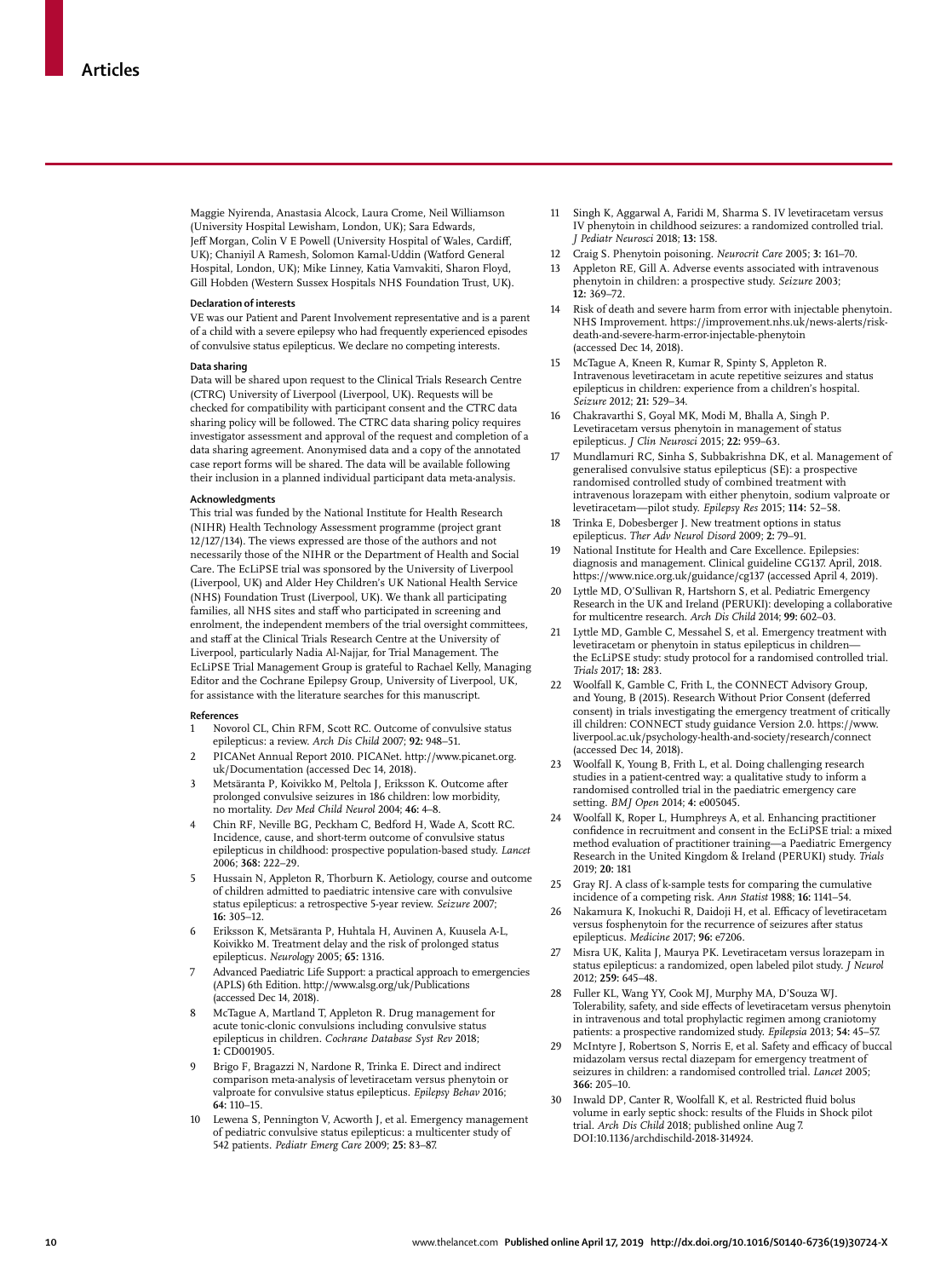Maggie Nyirenda, Anastasia Alcock, Laura Crome, Neil Williamson (University Hospital Lewisham, London, UK); Sara Edwards, Jeff Morgan, Colin V E Powell (University Hospital of Wales, Cardiff, UK); Chaniyil A Ramesh, Solomon Kamal-Uddin (Watford General Hospital, London, UK); Mike Linney, Katia Vamvakiti, Sharon Floyd, Gill Hobden (Western Sussex Hospitals NHS Foundation Trust, UK).

#### Declaration of interests

VE was our Patient and Parent Involvement representative and is a parent of a child with a severe epilepsy who had frequently experienced episodes of convulsive status epilepticus. We declare no competing interests.

#### Data sharing

Data will be shared upon request to the Clinical Trials Research Centre (CTRC) University of Liverpool (Liverpool, UK). Requests will be checked for compatibility with participant consent and the CTRC data sharing policy will be followed. The CTRC data sharing policy requires investigator assessment and approval of the request and completion of a data sharing agreement. Anonymised data and a copy of the annotated case report forms will be shared. The data will be available following their inclusion in a planned individual participant data meta-analysis.

#### Acknowledgments

This trial was funded by the National Institute for Health Research (NIHR) Health Technology Assessment programme (project grant 12/127/134). The views expressed are those of the authors and not necessarily those of the NIHR or the Department of Health and Social Care. The EcLiPSE trial was sponsored by the University of Liverpool (Liverpool, UK) and Alder Hey Children's UK National Health Service (NHS) Foundation Trust (Liverpool, UK). We thank all participating families, all NHS sites and staff who participated in screening and enrolment, the independent members of the trial oversight committees, and staff at the Clinical Trials Research Centre at the University of Liverpool, particularly Nadia Al-Najjar, for Trial Management. The EcLiPSE Trial Management Group is grateful to Rachael Kelly, Managing Editor and the Cochrane Epilepsy Group, University of Liverpool, UK, for assistance with the literature searches for this manuscript.

#### References

1. Novorol CL, Chin RFM, Scott RC. Outcome of convulsive status epilepticus: a review. *Arch Dis Child* 2007; **92:** 948–51.
2. PICANet Annual Report 2010. PICANet. http://www.picanet.org.uk/Documentation (accessed Dec 14, 2018).
3. Metsäranta P, Koivikko M, Peltola J, Eriksson K. Outcome after prolonged convulsive seizures in 186 children: low morbidity, no mortality. *Dev Med Child Neurol* 2004; **46:** 4–8.
4. Chin RF, Neville BG, Peckham C, Bedford H, Wade A, Scott RC. Incidence, cause, and short-term outcome of convulsive status epilepticus in childhood: prospective population-based study. *Lancet* 2006; **368:** 222–29.
5. Hussain N, Appleton R, Thorburn K. Aetiology, course and outcome of children admitted to paediatric intensive care with convulsive status epilepticus: a retrospective 5-year review. *Seizure* 2007; **16:** 305–12.
6. Eriksson K, Metsäranta P, Huhtala H, Auvinen A, Kuusela A-L, Koivikko M. Treatment delay and the risk of prolonged status epilepticus. *Neurology* 2005; **65:** 1316.
7. Advanced Paediatric Life Support: a practical approach to emergencies (APLS) 6th Edition. http://www.alsg.org/uk/Publications (accessed Dec 14, 2018).
8. McTague A, Martland T, Appleton R. Drug management for acute tonic-clonic convulsions including convulsive status epilepticus in children. *Cochrane Database Syst Rev* 2018; **1:** CD001905.
9. Brigo F, Bragazzi N, Nardone R, Trinka E. Direct and indirect comparison meta-analysis of levetiracetam versus phenytoin or valproate for convulsive status epilepticus. *Epilepsy Behav* 2016; **64:** 110–15.
10. Lewena S, Pennington V, Acworth J, et al. Emergency management of pediatric convulsive status epilepticus: a multicenter study of 542 patients. *Pediatr Emerg Care* 2009; **25:** 83–87.
11. Singh K, Aggarwal A, Faridi M, Sharma S. IV levetiracetam versus IV phenytoin in childhood seizures: a randomized controlled trial. *J Pediatr Neurosci* 2018; **13:** 158.
12. Craig S. Phenytoin poisoning. *Neurocrit Care* 2005; **3:** 161–70.
13. Appleton RE, Gill A. Adverse events associated with intravenous phenytoin in children: a prospective study. *Seizure* 2003; **12:** 369–72.
14. Risk of death and severe harm from error with injectable phenytoin. NHS Improvement. https://improvement.nhs.uk/news-alerts/risk-death-and-severe-harm-error-injectable-phenytoin (accessed Dec 14, 2018).
15. McTague A, Kneen R, Kumar R, Spinty S, Appleton R. Intravenous levetiracetam in acute repetitive seizures and status epilepticus in children: experience from a children's hospital. *Seizure* 2012; **21:** 529–34.
16. Chakravarthi S, Goyal MK, Modi M, Bhalla A, Singh P. Levetiracetam versus phenytoin in management of status epilepticus. *J Clin Neurosci* 2015; **22:** 959–63.
17. Mundlamuri RC, Sinha S, Subbakrishna DK, et al. Management of generalised convulsive status epilepticus (SE): a prospective randomised controlled study of combined treatment with intravenous lorazepam with either phenytoin, sodium valproate or levetiracetam—pilot study. *Epilepsy Res* 2015; **114:** 52–58.
18. Trinka E, Dobesberger J. New treatment options in status epilepticus. *Ther Adv Neurol Disord* 2009; **2:** 79–91.
19. National Institute for Health and Care Excellence. Epilepsies: diagnosis and management. Clinical guideline CG137. April, 2018. https://www.nice.org.uk/guidance/cg137 (accessed April 4, 2019).
20. Lyttle MD, O'Sullivan R, Hartshorn S, et al. Pediatric Emergency Research in the UK and Ireland (PERUKI): developing a collaborative for multicentre research. *Arch Dis Child* 2014; **99:** 602–03.
21. Lyttle MD, Gamble C, Messahel S, et al. Emergency treatment with levetiracetam or phenytoin in status epilepticus in children—the EcLiPSE study: study protocol for a randomised controlled trial. *Trials* 2017; **18:** 283.
22. Woolfall K, Gamble C, Frith L, the CONNECT Advisory Group, and Young, B (2015). Research Without Prior Consent (deferred consent) in trials investigating the emergency treatment of critically ill children: CONNECT study guidance Version 2.0. https://www.liverpool.ac.uk/psychology-health-and-society/research/connect (accessed Dec 14, 2018).
23. Woolfall K, Young B, Frith L, et al. Doing challenging research studies in a patient-centred way: a qualitative study to inform a randomised controlled trial in the paediatric emergency care setting. *BMJ Open* 2014; **4:** e005045.
24. Woolfall K, Roper L, Humphreys A, et al. Enhancing practitioner confidence in recruitment and consent in the EcLiPSE trial: a mixed method evaluation of practitioner training—a Paediatric Emergency Research in the United Kingdom & Ireland (PERUKI) study. *Trials* 2019; **20:** 181
25. Gray RJ. A class of k-sample tests for comparing the cumulative incidence of a competing risk. *Ann Statist* 1988; **16:** 1141–54.
26. Nakamura K, Inokuchi R, Daidoji H, et al. Efficacy of levetiracetam versus fosphenytoin for the recurrence of seizures after status epilepticus. *Medicine* 2017; **96:** e7206.
27. Misra UK, Kalita J, Maurya PK. Levetiracetam versus lorazepam in status epilepticus: a randomized, open labeled pilot study. *J Neurol* 2012; **259:** 645–48.
28. Fuller KL, Wang YY, Cook MJ, Murphy MA, D'Souza WJ. Tolerability, safety, and side effects of levetiracetam versus phenytoin in intravenous and total prophylactic regimen among craniotomy patients: a prospective randomized study. *Epilepsia* 2013; **54:** 45–57.
29. McIntyre J, Robertson S, Norris E, et al. Safety and efficacy of buccal midazolam versus rectal diazepam for emergency treatment of seizures in children: a randomised controlled trial. *Lancet* 2005; **366:** 205–10.
30. Inwald DP, Canter R, Woolfall K, et al. Restricted fluid bolus volume in early septic shock: results of the Fluids in Shock pilot trial. *Arch Dis Child* 2018; published online Aug 7. DOI:10.1136/archdischild-2018-314924.